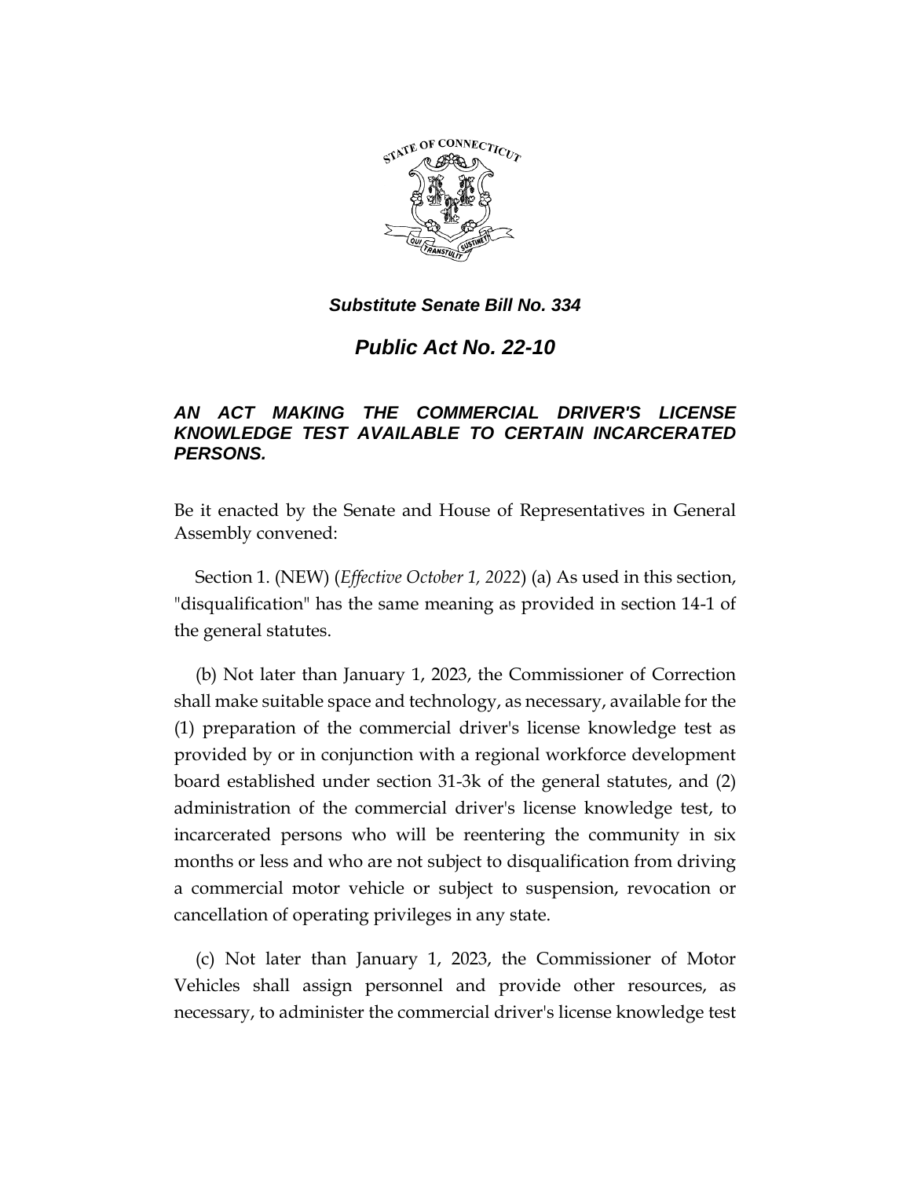***Substitute Senate Bill No. 334***

# *Public Act No. 22-10*

## *AN ACT MAKING THE COMMERCIAL DRIVER'S LICENSE KNOWLEDGE TEST AVAILABLE TO CERTAIN INCARCERATED PERSONS.*

Be it enacted by the Senate and House of Representatives in General Assembly convened:

Section 1. (NEW) (*Effective October 1, 2022*) (a) As used in this section, "disqualification" has the same meaning as provided in section 14-1 of the general statutes.

(b) Not later than January 1, 2023, the Commissioner of Correction shall make suitable space and technology, as necessary, available for the (1) preparation of the commercial driver's license knowledge test as provided by or in conjunction with a regional workforce development board established under section 31-3k of the general statutes, and (2) administration of the commercial driver's license knowledge test, to incarcerated persons who will be reentering the community in six months or less and who are not subject to disqualification from driving a commercial motor vehicle or subject to suspension, revocation or cancellation of operating privileges in any state.

(c) Not later than January 1, 2023, the Commissioner of Motor Vehicles shall assign personnel and provide other resources, as necessary, to administer the commercial driver's license knowledge test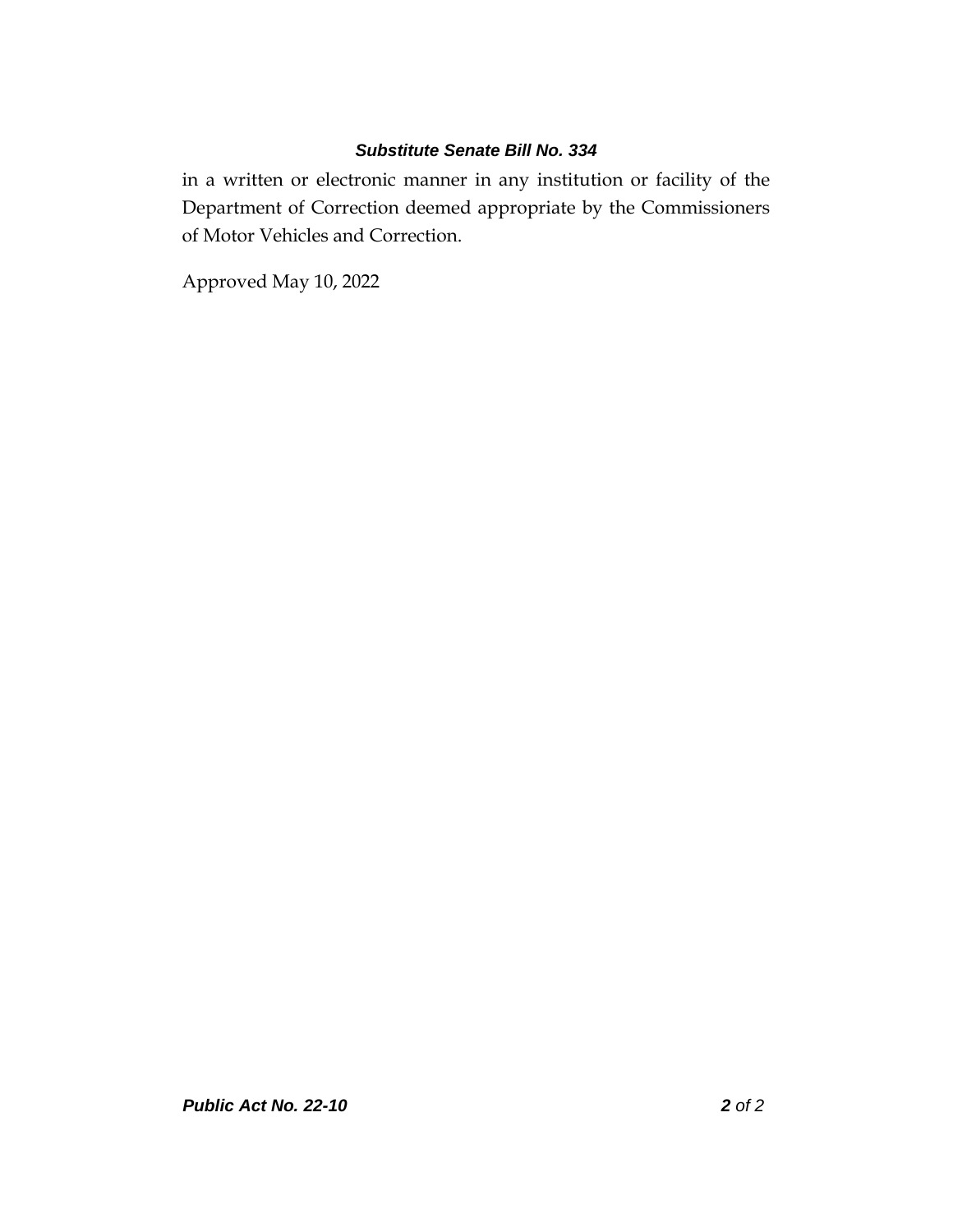in a written or electronic manner in any institution or facility of the Department of Correction deemed appropriate by the Commissioners of Motor Vehicles and Correction.

Approved May 10, 2022